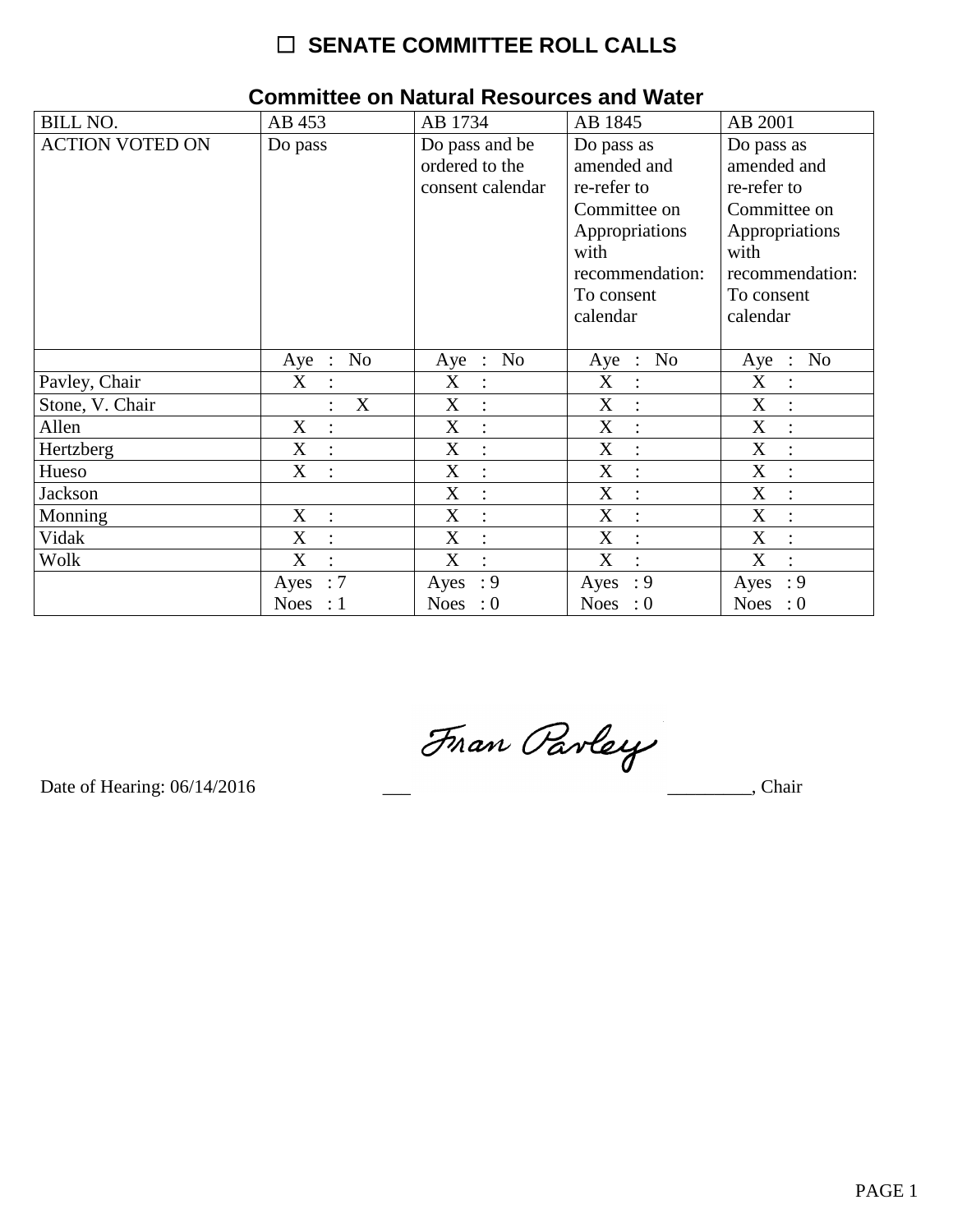# ☐ SENATE COMMITTEE ROLL CALLS

## Committee on Natural Resources and Water

| BILL NO. | AB 453 | AB 1734 | AB 1845 | AB 2001 |
|---|---|---|---|---|
| ACTION VOTED ON | Do pass | Do pass and be ordered to the consent calendar | Do pass as amended and re-refer to Committee on Appropriations with recommendation: To consent calendar | Do pass as amended and re-refer to Committee on Appropriations with recommendation: To consent calendar |
| | Aye : No | Aye : No | Aye : No | Aye : No |
| Pavley, Chair | X : | X : | X : | X : |
| Stone, V. Chair | : X | X : | X : | X : |
| Allen | X : | X : | X : | X : |
| Hertzberg | X : | X : | X : | X : |
| Hueso | X : | X : | X : | X : |
| Jackson | | X : | X : | X : |
| Monning | X : | X : | X : | X : |
| Vidak | X : | X : | X : | X : |
| Wolk | X : | X : | X : | X : |
| | Ayes : 7<br>Noes : 1 | Ayes : 9<br>Noes : 0 | Ayes : 9<br>Noes : 0 | Ayes : 9<br>Noes : 0 |

Date of Hearing: 06/14/2016

Fran Pavley, Chair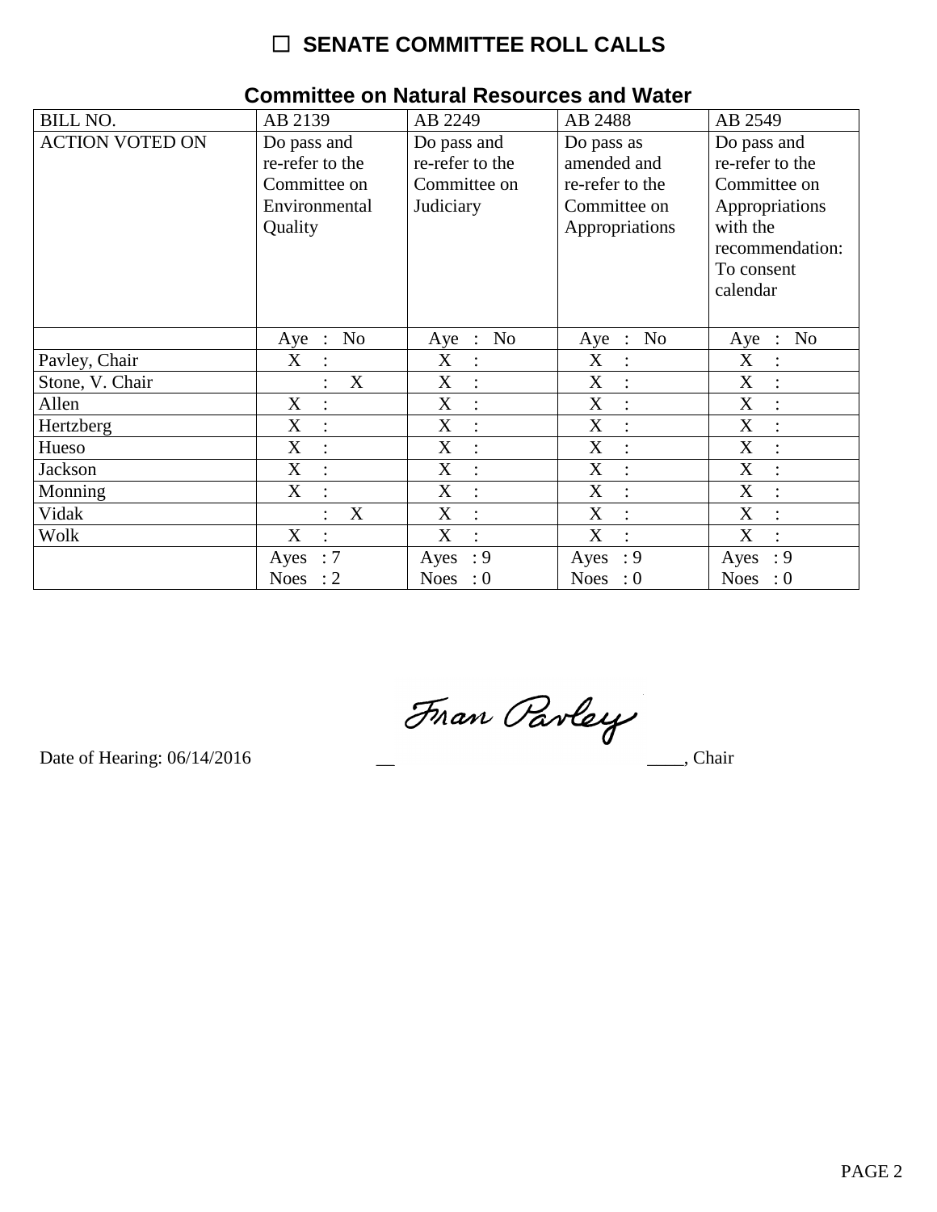# ☐ SENATE COMMITTEE ROLL CALLS

## Committee on Natural Resources and Water

| BILL NO. | AB 2139 | AB 2249 | AB 2488 | AB 2549 |
|---|---|---|---|---|
| ACTION VOTED ON | Do pass and re-refer to the Committee on Environmental Quality | Do pass and re-refer to the Committee on Judiciary | Do pass as amended and re-refer to the Committee on Appropriations | Do pass and re-refer to the Committee on Appropriations with the recommendation: To consent calendar |
| | Aye : No | Aye : No | Aye : No | Aye : No |
| Pavley, Chair | X : | X : | X : | X : |
| Stone, V. Chair | : X | X : | X : | X : |
| Allen | X : | X : | X : | X : |
| Hertzberg | X : | X : | X : | X : |
| Hueso | X : | X : | X : | X : |
| Jackson | X : | X : | X : | X : |
| Monning | X : | X : | X : | X : |
| Vidak | : X | X : | X : | X : |
| Wolk | X : | X : | X : | X : |
| | Ayes : 7<br>Noes : 2 | Ayes : 9<br>Noes : 0 | Ayes : 9<br>Noes : 0 | Ayes : 9<br>Noes : 0 |

Date of Hearing: 06/14/2016 Fran Pavley, Chair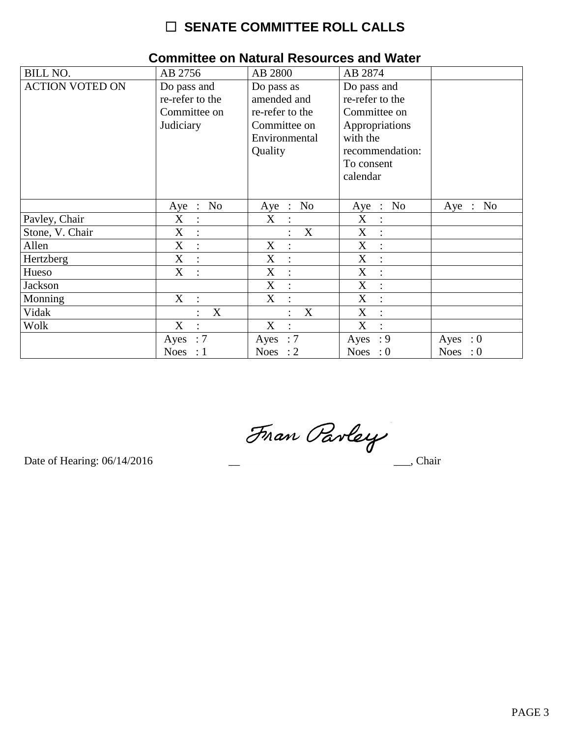# ☐ SENATE COMMITTEE ROLL CALLS

## Committee on Natural Resources and Water

| BILL NO. | AB 2756 | AB 2800 | AB 2874 | |
|---|---|---|---|---|
| ACTION VOTED ON | Do pass and re-refer to the Committee on Judiciary | Do pass as amended and re-refer to the Committee on Environmental Quality | Do pass and re-refer to the Committee on Appropriations with the recommendation: To consent calendar | |
| | Aye : No | Aye : No | Aye : No | Aye : No |
| Pavley, Chair | X : | X : | X : | |
| Stone, V. Chair | X : | : X | X : | |
| Allen | X : | X : | X : | |
| Hertzberg | X : | X : | X : | |
| Hueso | X : | X : | X : | |
| Jackson | | X : | X : | |
| Monning | X : | X : | X : | |
| Vidak | : X | : X | X : | |
| Wolk | X : | X : | X : | |
| | Ayes : 7<br>Noes : 1 | Ayes : 7<br>Noes : 2 | Ayes : 9<br>Noes : 0 | Ayes : 0<br>Noes : 0 |

Date of Hearing: 06/14/2016

Fran Pavley, Chair